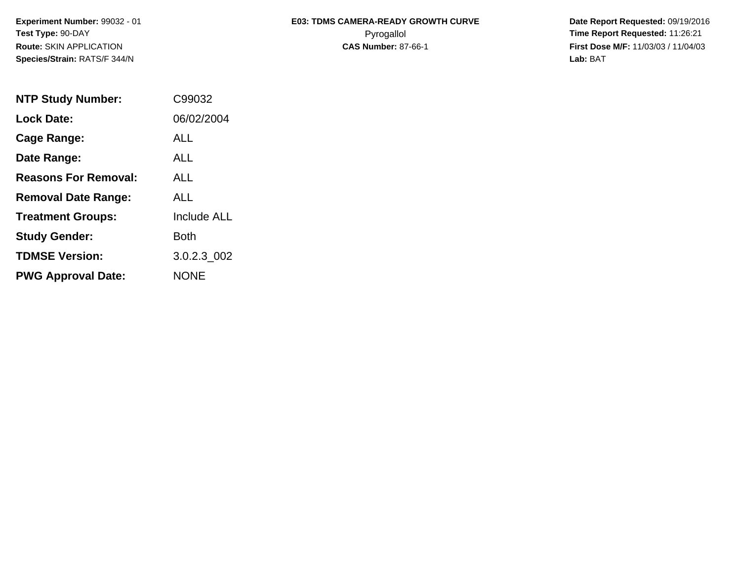**Experiment Number:** 99032 - 01
**Test Type:** 90-DAY
**Route:** SKIN APPLICATION
**Species/Strain:** RATS/F 344/N

**E03: TDMS CAMERA-READY GROWTH CURVE**
Pyrogallol
**CAS Number:** 87-66-1

**Date Report Requested:** 09/19/2016
**Time Report Requested:** 11:26:21
**First Dose M/F:** 11/03/03 / 11/04/03
**Lab:** BAT

| | |
|---|---|
| **NTP Study Number:** | C99032 |
| **Lock Date:** | 06/02/2004 |
| **Cage Range:** | ALL |
| **Date Range:** | ALL |
| **Reasons For Removal:** | ALL |
| **Removal Date Range:** | ALL |
| **Treatment Groups:** | Include ALL |
| **Study Gender:** | Both |
| **TDMSE Version:** | 3.0.2.3_002 |
| **PWG Approval Date:** | NONE |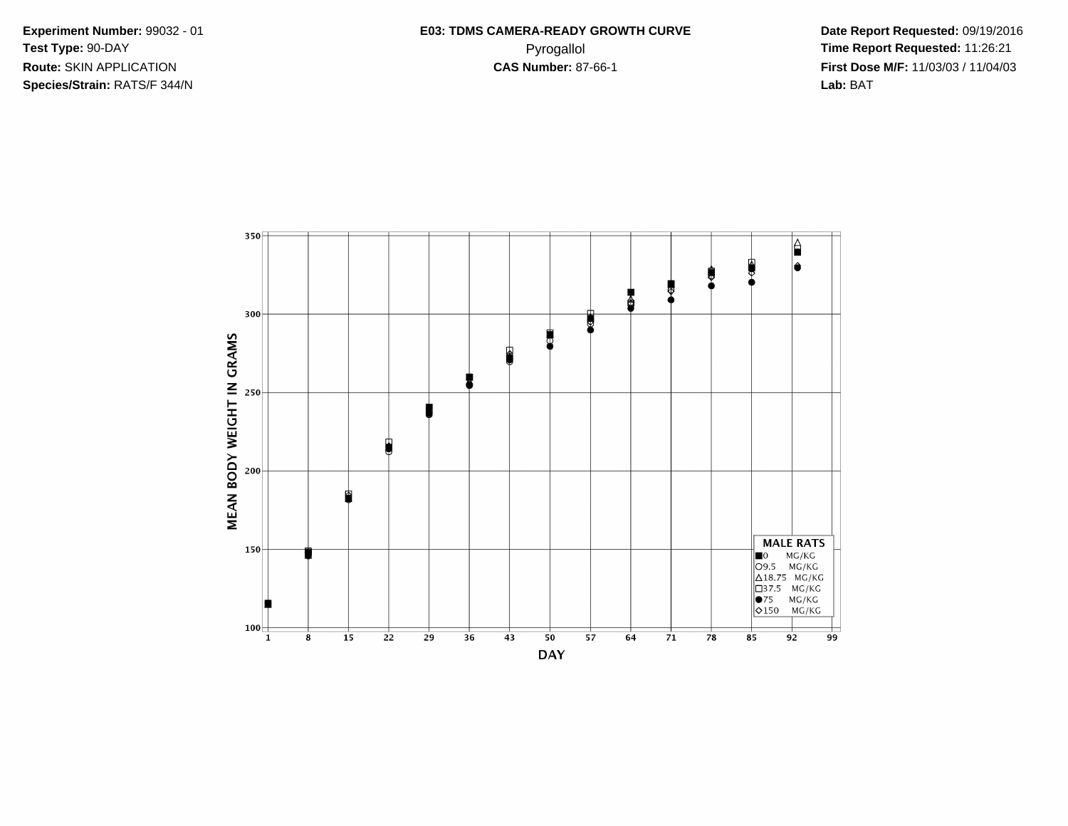**Experiment Number:** 99032 - 01
**Test Type:** 90-DAY
**Route:** SKIN APPLICATION
**Species/Strain:** RATS/F 344/N

**E03: TDMS CAMERA-READY GROWTH CURVE**
Pyrogallol
**CAS Number:** 87-66-1

**Date Report Requested:** 09/19/2016
**Time Report Requested:** 11:26:21
**First Dose M/F:** 11/03/03 / 11/04/03
**Lab:** BAT

MEAN BODY WEIGHT IN GRAMS

DAY

MALE RATS
■0 MG/KG
○9.5 MG/KG
△18.75 MG/KG
□37.5 MG/KG
●75 MG/KG
◇150 MG/KG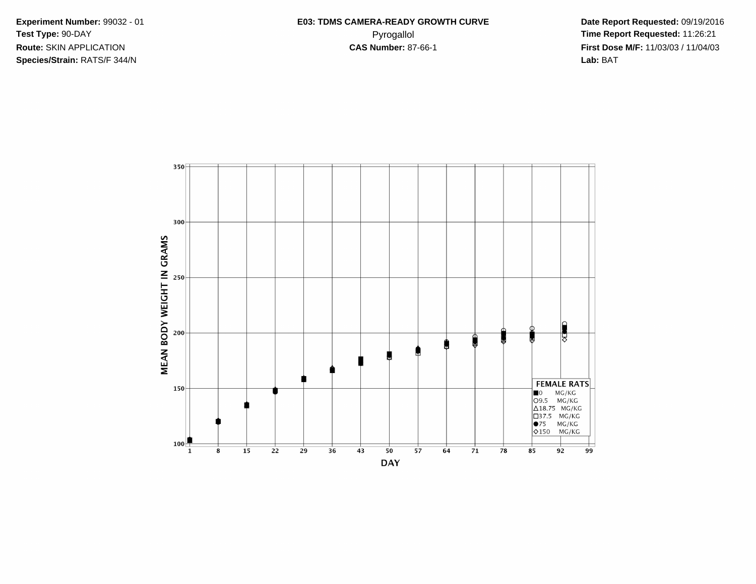**Experiment Number:** 99032 - 01
**Test Type:** 90-DAY
**Route:** SKIN APPLICATION
**Species/Strain:** RATS/F 344/N

**E03: TDMS CAMERA-READY GROWTH CURVE**
Pyrogallol
**CAS Number:** 87-66-1

**Date Report Requested:** 09/19/2016
**Time Report Requested:** 11:26:21
**First Dose M/F:** 11/03/03 / 11/04/03
**Lab:** BAT

MEAN BODY WEIGHT IN GRAMS

350
300
250
200
150
100

DAY

1 8 15 22 29 36 43 50 57 64 71 78 85 92 99

FEMALE RATS
■0 MG/KG
○9.5 MG/KG
△18.75 MG/KG
□37.5 MG/KG
●75 MG/KG
◇150 MG/KG